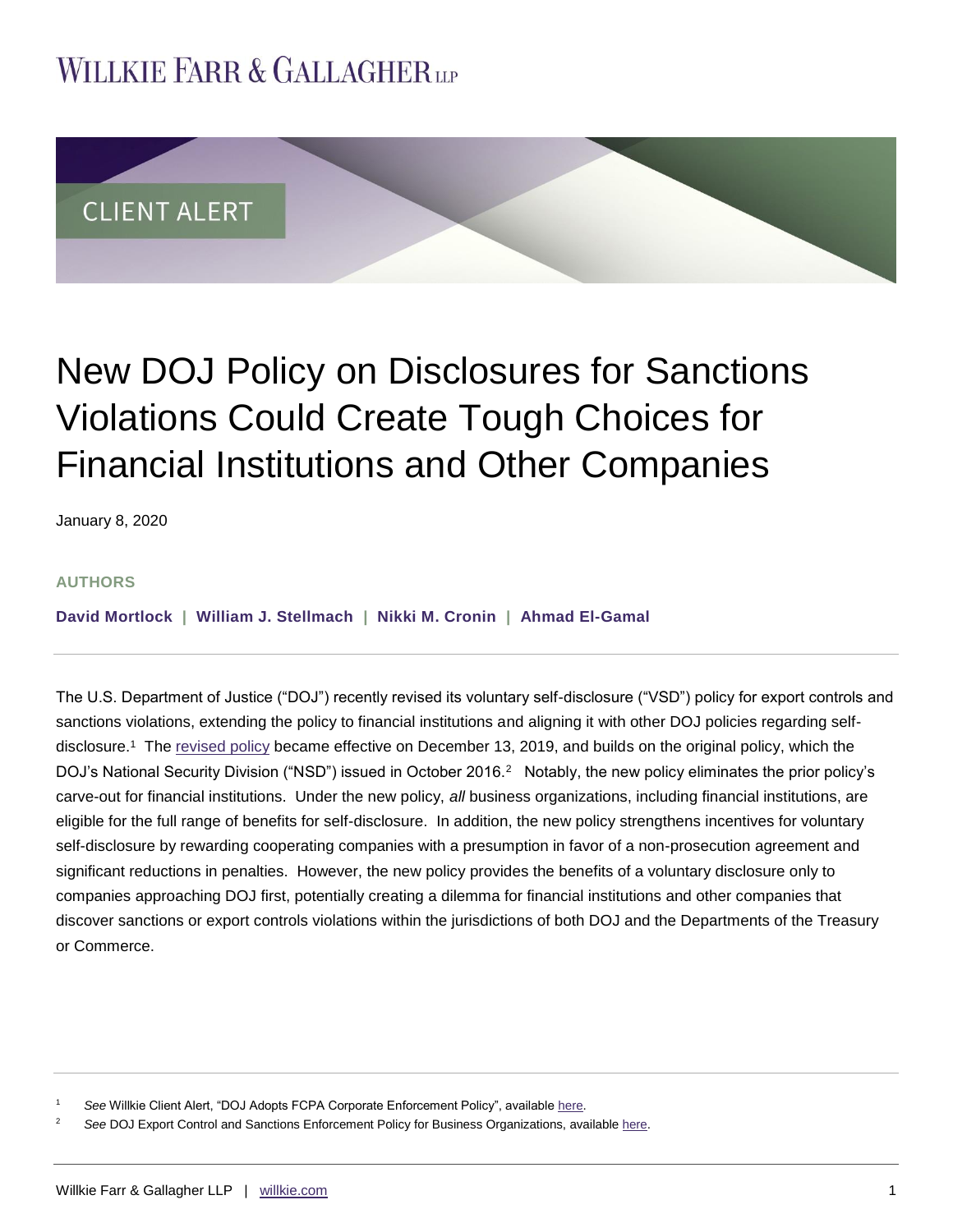CLIENT ALERT

# New DOJ Policy on Disclosures for Sanctions Violations Could Create Tough Choices for Financial Institutions and Other Companies

January 8, 2020

### AUTHORS

**David Mortlock | William J. Stellmach | Nikki M. Cronin | Ahmad El-Gamal**

---

The U.S. Department of Justice ("DOJ") recently revised its voluntary self-disclosure ("VSD") policy for export controls and sanctions violations, extending the policy to financial institutions and aligning it with other DOJ policies regarding self-disclosure.[1] The revised policy became effective on December 13, 2019, and builds on the original policy, which the DOJ's National Security Division ("NSD") issued in October 2016.[2] Notably, the new policy eliminates the prior policy's carve-out for financial institutions. Under the new policy, *all* business organizations, including financial institutions, are eligible for the full range of benefits for self-disclosure. In addition, the new policy strengthens incentives for voluntary self-disclosure by rewarding cooperating companies with a presumption in favor of a non-prosecution agreement and significant reductions in penalties. However, the new policy provides the benefits of a voluntary disclosure only to companies approaching DOJ first, potentially creating a dilemma for financial institutions and other companies that discover sanctions or export controls violations within the jurisdictions of both DOJ and the Departments of the Treasury or Commerce.

---

[1] *See* Willkie Client Alert, "DOJ Adopts FCPA Corporate Enforcement Policy", available here.

[2] *See* DOJ Export Control and Sanctions Enforcement Policy for Business Organizations, available here.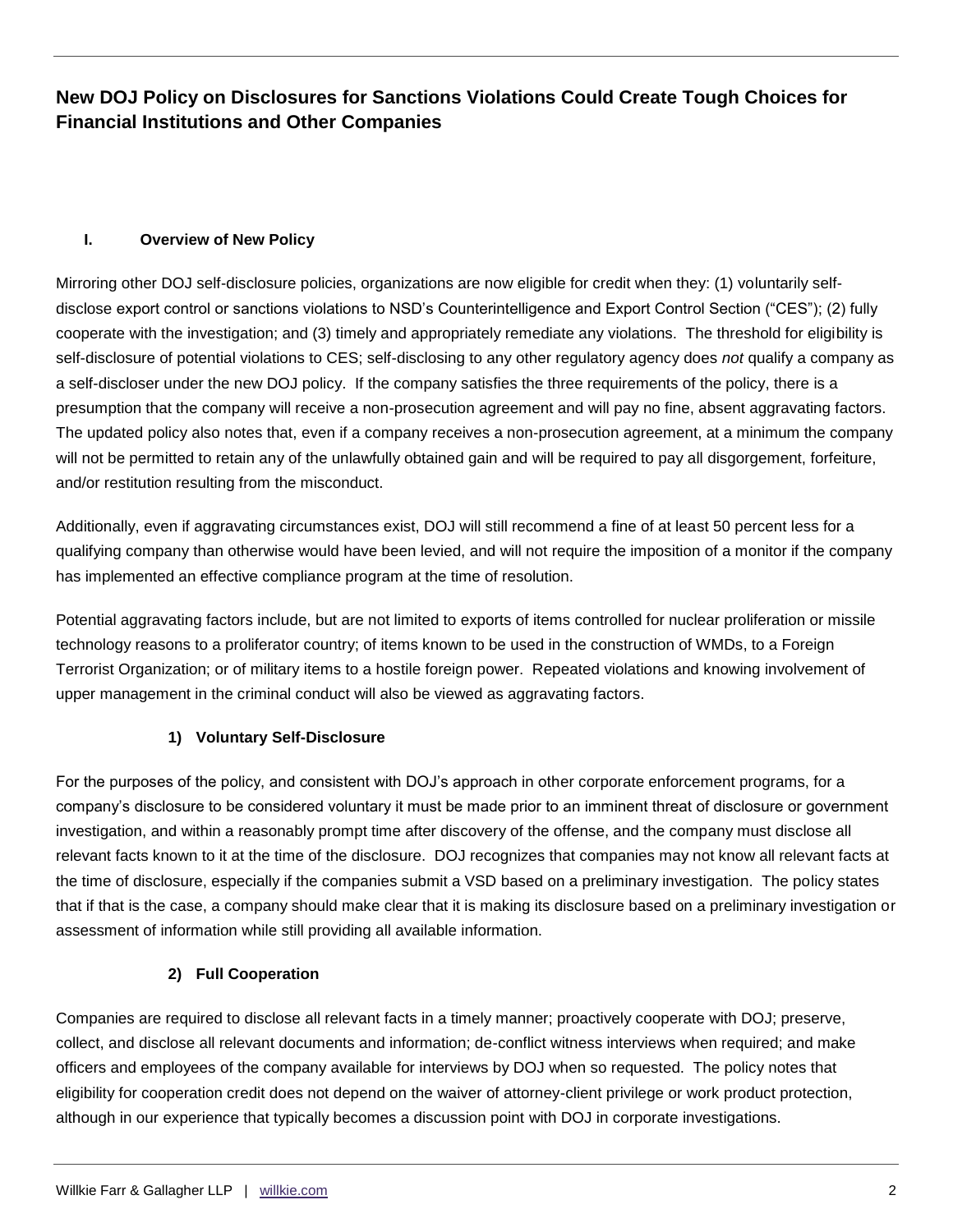## New DOJ Policy on Disclosures for Sanctions Violations Could Create Tough Choices for Financial Institutions and Other Companies

### I. Overview of New Policy

Mirroring other DOJ self-disclosure policies, organizations are now eligible for credit when they: (1) voluntarily self-disclose export control or sanctions violations to NSD's Counterintelligence and Export Control Section ("CES"); (2) fully cooperate with the investigation; and (3) timely and appropriately remediate any violations. The threshold for eligibility is self-disclosure of potential violations to CES; self-disclosing to any other regulatory agency does *not* qualify a company as a self-discloser under the new DOJ policy. If the company satisfies the three requirements of the policy, there is a presumption that the company will receive a non-prosecution agreement and will pay no fine, absent aggravating factors. The updated policy also notes that, even if a company receives a non-prosecution agreement, at a minimum the company will not be permitted to retain any of the unlawfully obtained gain and will be required to pay all disgorgement, forfeiture, and/or restitution resulting from the misconduct.

Additionally, even if aggravating circumstances exist, DOJ will still recommend a fine of at least 50 percent less for a qualifying company than otherwise would have been levied, and will not require the imposition of a monitor if the company has implemented an effective compliance program at the time of resolution.

Potential aggravating factors include, but are not limited to exports of items controlled for nuclear proliferation or missile technology reasons to a proliferator country; of items known to be used in the construction of WMDs, to a Foreign Terrorist Organization; or of military items to a hostile foreign power. Repeated violations and knowing involvement of upper management in the criminal conduct will also be viewed as aggravating factors.

#### 1) Voluntary Self-Disclosure

For the purposes of the policy, and consistent with DOJ's approach in other corporate enforcement programs, for a company's disclosure to be considered voluntary it must be made prior to an imminent threat of disclosure or government investigation, and within a reasonably prompt time after discovery of the offense, and the company must disclose all relevant facts known to it at the time of the disclosure. DOJ recognizes that companies may not know all relevant facts at the time of disclosure, especially if the companies submit a VSD based on a preliminary investigation. The policy states that if that is the case, a company should make clear that it is making its disclosure based on a preliminary investigation or assessment of information while still providing all available information.

#### 2) Full Cooperation

Companies are required to disclose all relevant facts in a timely manner; proactively cooperate with DOJ; preserve, collect, and disclose all relevant documents and information; de-conflict witness interviews when required; and make officers and employees of the company available for interviews by DOJ when so requested. The policy notes that eligibility for cooperation credit does not depend on the waiver of attorney-client privilege or work product protection, although in our experience that typically becomes a discussion point with DOJ in corporate investigations.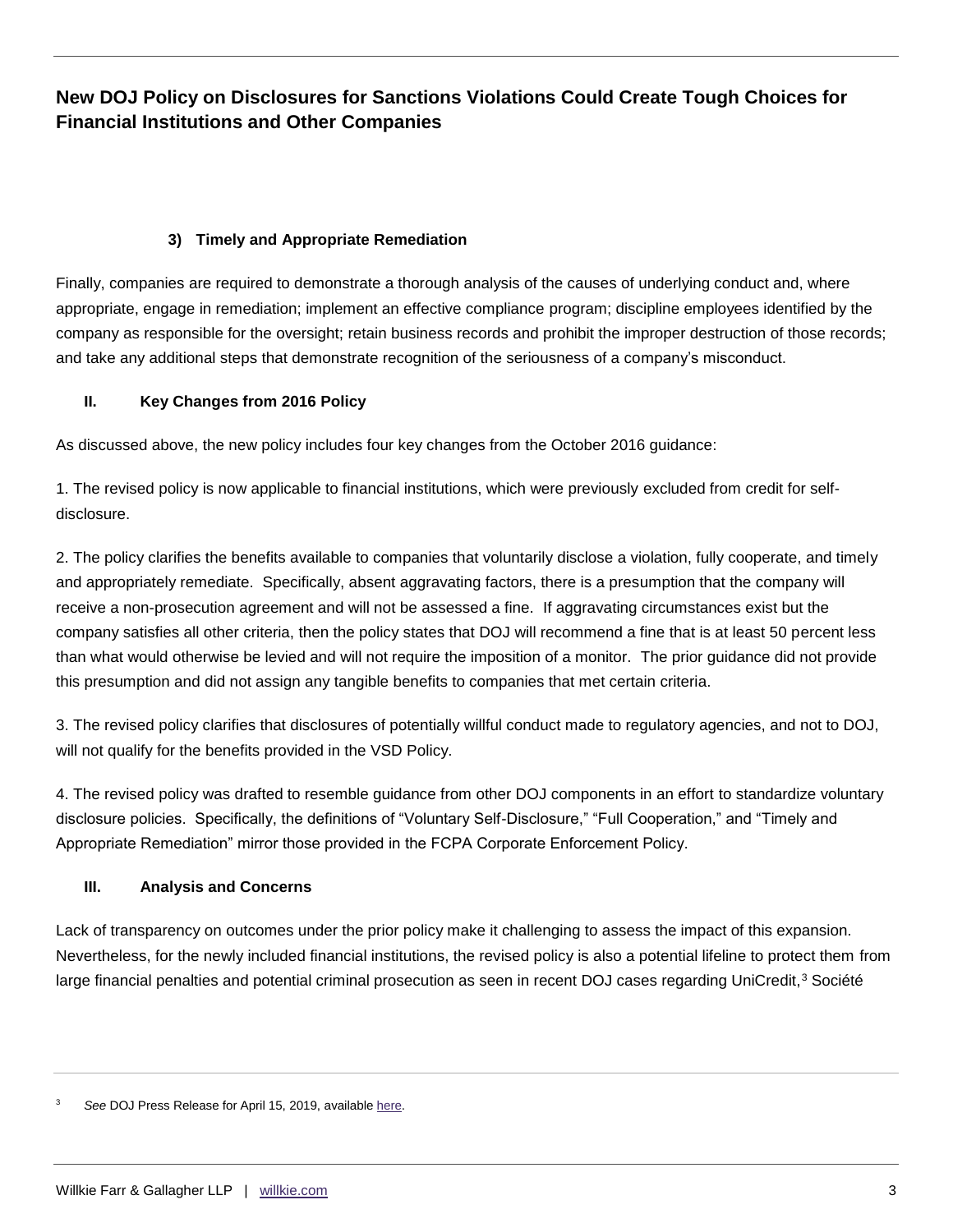### 3) Timely and Appropriate Remediation

Finally, companies are required to demonstrate a thorough analysis of the causes of underlying conduct and, where appropriate, engage in remediation; implement an effective compliance program; discipline employees identified by the company as responsible for the oversight; retain business records and prohibit the improper destruction of those records; and take any additional steps that demonstrate recognition of the seriousness of a company's misconduct.

## II. Key Changes from 2016 Policy

As discussed above, the new policy includes four key changes from the October 2016 guidance:

1. The revised policy is now applicable to financial institutions, which were previously excluded from credit for self-disclosure.

2. The policy clarifies the benefits available to companies that voluntarily disclose a violation, fully cooperate, and timely and appropriately remediate. Specifically, absent aggravating factors, there is a presumption that the company will receive a non-prosecution agreement and will not be assessed a fine. If aggravating circumstances exist but the company satisfies all other criteria, then the policy states that DOJ will recommend a fine that is at least 50 percent less than what would otherwise be levied and will not require the imposition of a monitor. The prior guidance did not provide this presumption and did not assign any tangible benefits to companies that met certain criteria.

3. The revised policy clarifies that disclosures of potentially willful conduct made to regulatory agencies, and not to DOJ, will not qualify for the benefits provided in the VSD Policy.

4. The revised policy was drafted to resemble guidance from other DOJ components in an effort to standardize voluntary disclosure policies. Specifically, the definitions of "Voluntary Self-Disclosure," "Full Cooperation," and "Timely and Appropriate Remediation" mirror those provided in the FCPA Corporate Enforcement Policy.

## III. Analysis and Concerns

Lack of transparency on outcomes under the prior policy make it challenging to assess the impact of this expansion. Nevertheless, for the newly included financial institutions, the revised policy is also a potential lifeline to protect them from large financial penalties and potential criminal prosecution as seen in recent DOJ cases regarding UniCredit,[3] Société

[3] *See* DOJ Press Release for April 15, 2019, available here.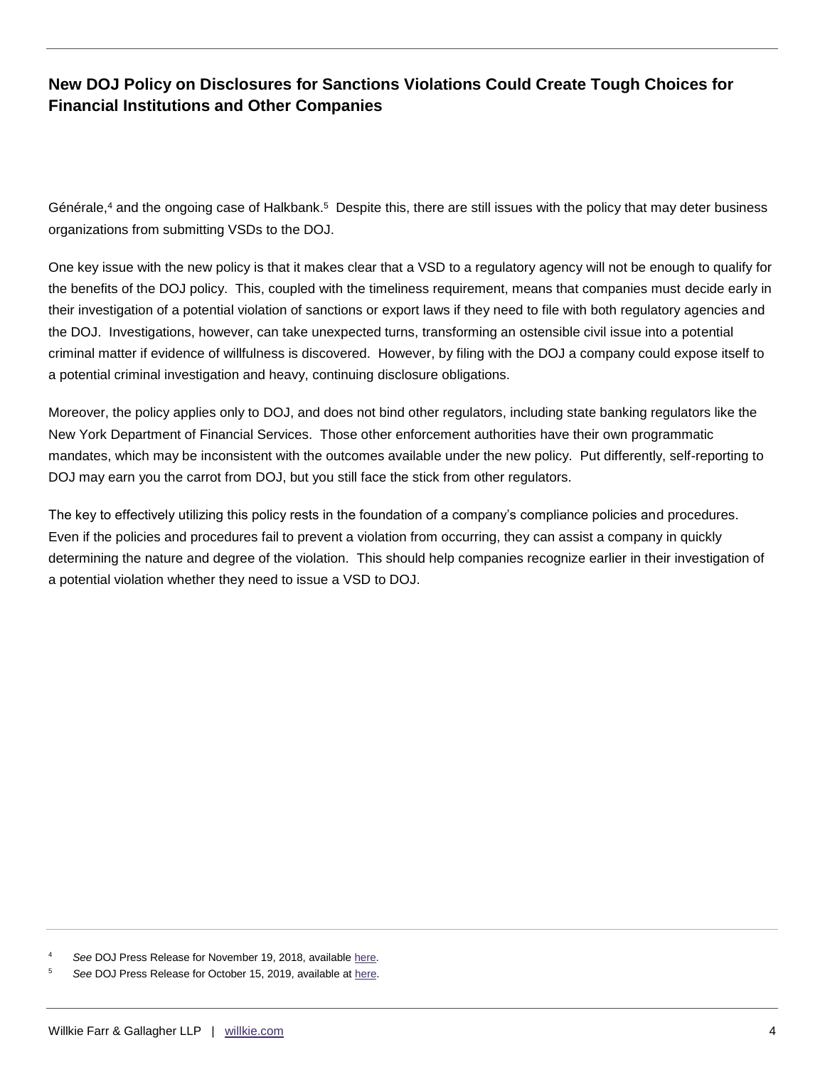Générale,[4] and the ongoing case of Halkbank.[5] Despite this, there are still issues with the policy that may deter business organizations from submitting VSDs to the DOJ.

One key issue with the new policy is that it makes clear that a VSD to a regulatory agency will not be enough to qualify for the benefits of the DOJ policy. This, coupled with the timeliness requirement, means that companies must decide early in their investigation of a potential violation of sanctions or export laws if they need to file with both regulatory agencies and the DOJ. Investigations, however, can take unexpected turns, transforming an ostensible civil issue into a potential criminal matter if evidence of willfulness is discovered. However, by filing with the DOJ a company could expose itself to a potential criminal investigation and heavy, continuing disclosure obligations.

Moreover, the policy applies only to DOJ, and does not bind other regulators, including state banking regulators like the New York Department of Financial Services. Those other enforcement authorities have their own programmatic mandates, which may be inconsistent with the outcomes available under the new policy. Put differently, self-reporting to DOJ may earn you the carrot from DOJ, but you still face the stick from other regulators.

The key to effectively utilizing this policy rests in the foundation of a company's compliance policies and procedures. Even if the policies and procedures fail to prevent a violation from occurring, they can assist a company in quickly determining the nature and degree of the violation. This should help companies recognize earlier in their investigation of a potential violation whether they need to issue a VSD to DOJ.

---

[4] *See* DOJ Press Release for November 19, 2018, available here.

[5] *See* DOJ Press Release for October 15, 2019, available at here.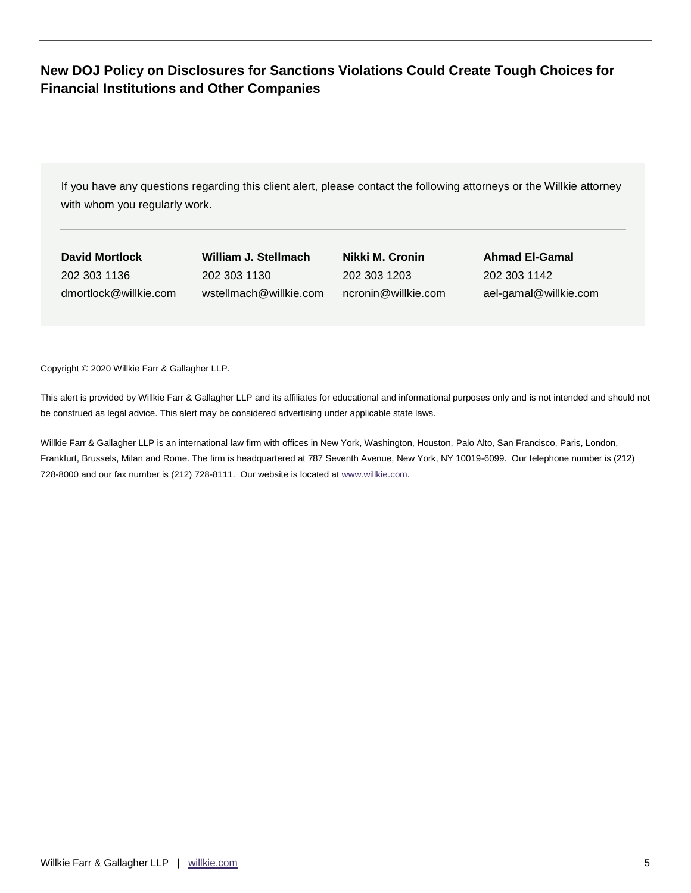If you have any questions regarding this client alert, please contact the following attorneys or the Willkie attorney with whom you regularly work.

| | | | |
|---|---|---|---|
| **David Mortlock** | **William J. Stellmach** | **Nikki M. Cronin** | **Ahmad El-Gamal** |
| 202 303 1136 | 202 303 1130 | 202 303 1203 | 202 303 1142 |
| dmortlock@willkie.com | wstellmach@willkie.com | ncronin@willkie.com | ael-gamal@willkie.com |

Copyright © 2020 Willkie Farr & Gallagher LLP.

This alert is provided by Willkie Farr & Gallagher LLP and its affiliates for educational and informational purposes only and is not intended and should not be construed as legal advice. This alert may be considered advertising under applicable state laws.

Willkie Farr & Gallagher LLP is an international law firm with offices in New York, Washington, Houston, Palo Alto, San Francisco, Paris, London, Frankfurt, Brussels, Milan and Rome. The firm is headquartered at 787 Seventh Avenue, New York, NY 10019-6099. Our telephone number is (212) 728-8000 and our fax number is (212) 728-8111. Our website is located at www.willkie.com.